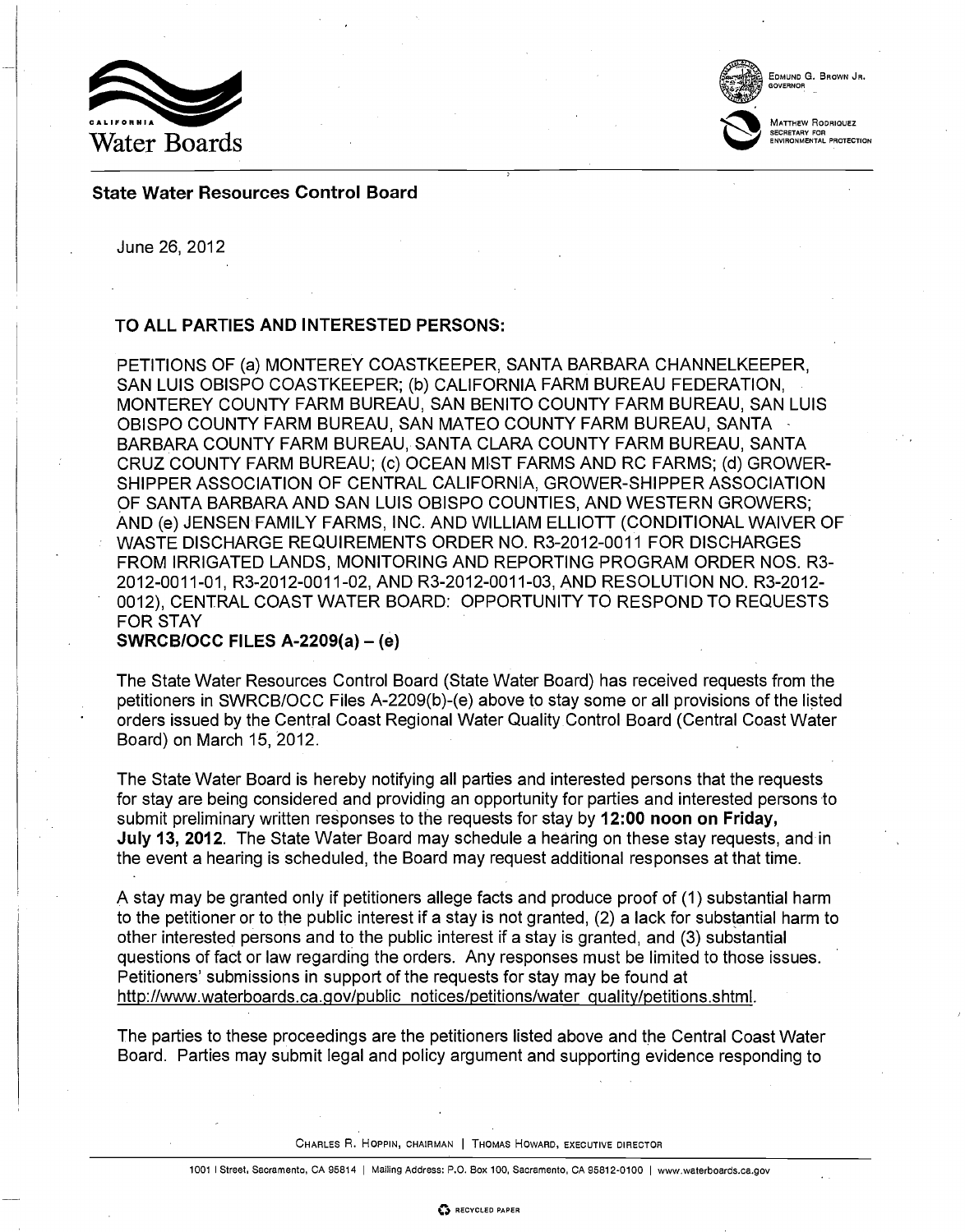CALIFORNIA
Water Boards

EDMUND G. BROWN JR.
GOVERNOR

MATTHEW RODRIQUEZ
SECRETARY FOR
ENVIRONMENTAL PROTECTION

**State Water Resources Control Board**

June 26, 2012

**TO ALL PARTIES AND INTERESTED PERSONS:**

PETITIONS OF (a) MONTEREY COASTKEEPER, SANTA BARBARA CHANNELKEEPER, SAN LUIS OBISPO COASTKEEPER; (b) CALIFORNIA FARM BUREAU FEDERATION, MONTEREY COUNTY FARM BUREAU, SAN BENITO COUNTY FARM BUREAU, SAN LUIS OBISPO COUNTY FARM BUREAU, SAN MATEO COUNTY FARM BUREAU, SANTA BARBARA COUNTY FARM BUREAU, SANTA CLARA COUNTY FARM BUREAU, SANTA CRUZ COUNTY FARM BUREAU; (c) OCEAN MIST FARMS AND RC FARMS; (d) GROWER-SHIPPER ASSOCIATION OF CENTRAL CALIFORNIA, GROWER-SHIPPER ASSOCIATION OF SANTA BARBARA AND SAN LUIS OBISPO COUNTIES, AND WESTERN GROWERS; AND (e) JENSEN FAMILY FARMS, INC. AND WILLIAM ELLIOTT (CONDITIONAL WAIVER OF WASTE DISCHARGE REQUIREMENTS ORDER NO. R3-2012-0011 FOR DISCHARGES FROM IRRIGATED LANDS, MONITORING AND REPORTING PROGRAM ORDER NOS. R3-2012-0011-01, R3-2012-0011-02, AND R3-2012-0011-03, AND RESOLUTION NO. R3-2012-0012), CENTRAL COAST WATER BOARD: OPPORTUNITY TO RESPOND TO REQUESTS FOR STAY
**SWRCB/OCC FILES A-2209(a) – (e)**

The State Water Resources Control Board (State Water Board) has received requests from the petitioners in SWRCB/OCC Files A-2209(b)-(e) above to stay some or all provisions of the listed orders issued by the Central Coast Regional Water Quality Control Board (Central Coast Water Board) on March 15, 2012.

The State Water Board is hereby notifying all parties and interested persons that the requests for stay are being considered and providing an opportunity for parties and interested persons to submit preliminary written responses to the requests for stay by **12:00 noon on Friday, July 13, 2012**. The State Water Board may schedule a hearing on these stay requests, and in the event a hearing is scheduled, the Board may request additional responses at that time.

A stay may be granted only if petitioners allege facts and produce proof of (1) substantial harm to the petitioner or to the public interest if a stay is not granted, (2) a lack for substantial harm to other interested persons and to the public interest if a stay is granted, and (3) substantial questions of fact or law regarding the orders. Any responses must be limited to those issues. Petitioners' submissions in support of the requests for stay may be found at http://www.waterboards.ca.gov/public_notices/petitions/water_quality/petitions.shtml.

The parties to these proceedings are the petitioners listed above and the Central Coast Water Board. Parties may submit legal and policy argument and supporting evidence responding to

CHARLES R. HOPPIN, CHAIRMAN | THOMAS HOWARD, EXECUTIVE DIRECTOR

1001 I Street, Sacramento, CA 95814 | Mailing Address: P.O. Box 100, Sacramento, CA 95812-0100 | www.waterboards.ca.gov

RECYCLED PAPER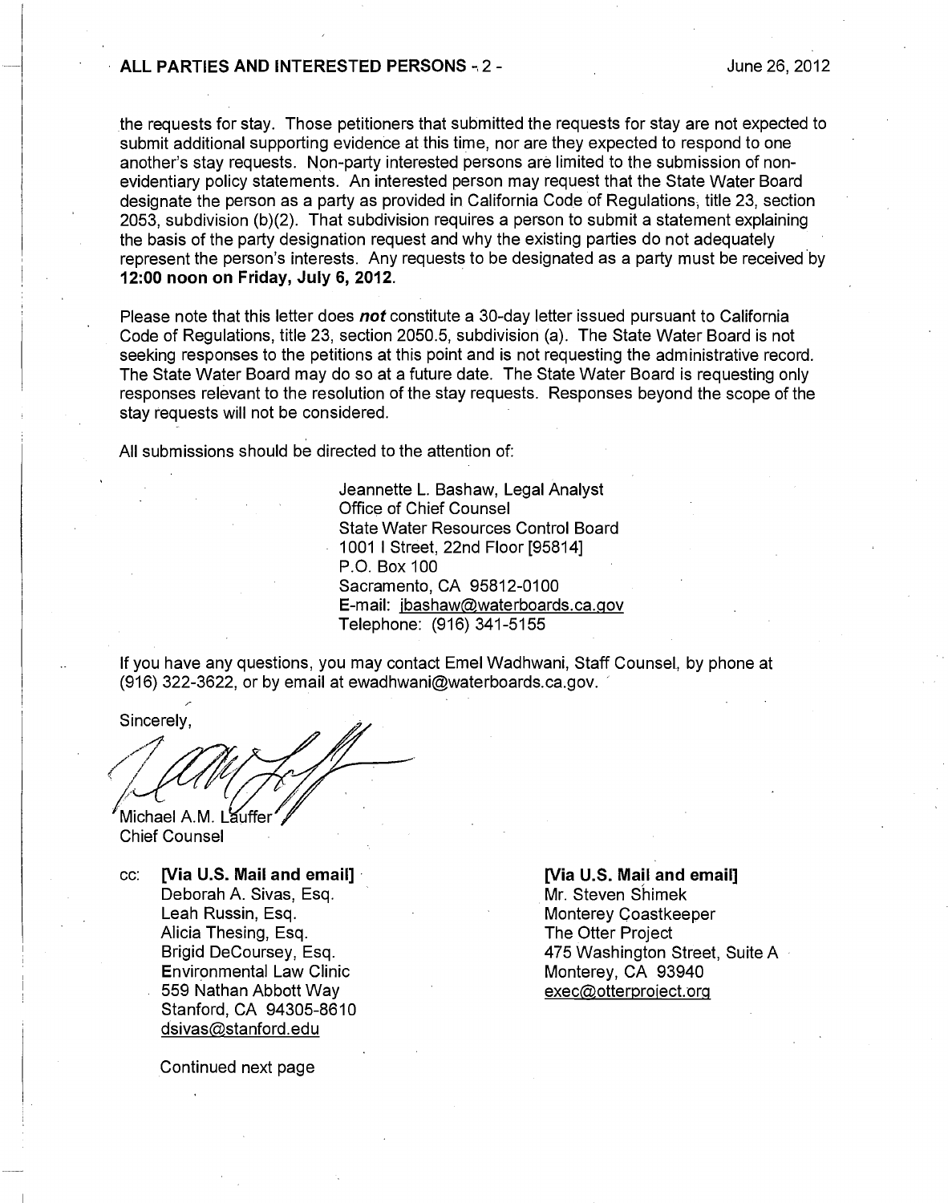the requests for stay. Those petitioners that submitted the requests for stay are not expected to submit additional supporting evidence at this time, nor are they expected to respond to one another's stay requests. Non-party interested persons are limited to the submission of non-evidentiary policy statements. An interested person may request that the State Water Board designate the person as a party as provided in California Code of Regulations, title 23, section 2053, subdivision (b)(2). That subdivision requires a person to submit a statement explaining the basis of the party designation request and why the existing parties do not adequately represent the person's interests. Any requests to be designated as a party must be received by **12:00 noon on Friday, July 6, 2012.**

Please note that this letter does ***not*** constitute a 30-day letter issued pursuant to California Code of Regulations, title 23, section 2050.5, subdivision (a). The State Water Board is not seeking responses to the petitions at this point and is not requesting the administrative record. The State Water Board may do so at a future date. The State Water Board is requesting only responses relevant to the resolution of the stay requests. Responses beyond the scope of the stay requests will not be considered.

All submissions should be directed to the attention of:

Jeannette L. Bashaw, Legal Analyst
Office of Chief Counsel
State Water Resources Control Board
1001 I Street, 22nd Floor [95814]
P.O. Box 100
Sacramento, CA 95812-0100
E-mail: jbashaw@waterboards.ca.gov
Telephone: (916) 341-5155

If you have any questions, you may contact Emel Wadhwani, Staff Counsel, by phone at (916) 322-3622, or by email at ewadhwani@waterboards.ca.gov.

Sincerely,

Michael A.M. Lauffer
Chief Counsel

cc: **[Via U.S. Mail and email]**
Deborah A. Sivas, Esq.
Leah Russin, Esq.
Alicia Thesing, Esq.
Brigid DeCoursey, Esq.
Environmental Law Clinic
559 Nathan Abbott Way
Stanford, CA 94305-8610
dsivas@stanford.edu

**[Via U.S. Mail and email]**
Mr. Steven Shimek
Monterey Coastkeeper
The Otter Project
475 Washington Street, Suite A
Monterey, CA 93940
exec@otterproject.org

Continued next page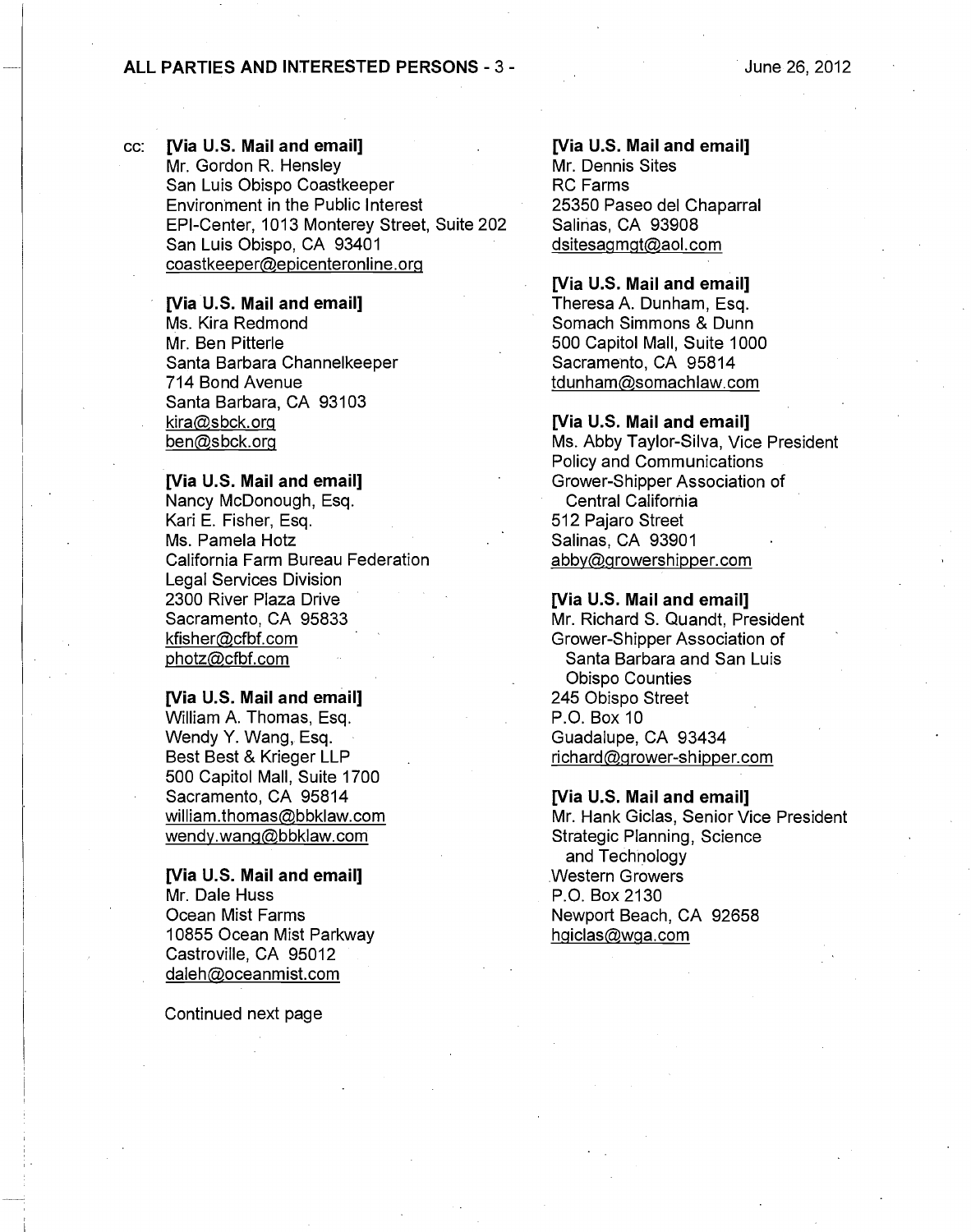cc: **[Via U.S. Mail and email]**
Mr. Gordon R. Hensley
San Luis Obispo Coastkeeper
Environment in the Public Interest
EPI-Center, 1013 Monterey Street, Suite 202
San Luis Obispo, CA 93401
coastkeeper@epicenteronline.org

**[Via U.S. Mail and email]**
Ms. Kira Redmond
Mr. Ben Pitterle
Santa Barbara Channelkeeper
714 Bond Avenue
Santa Barbara, CA 93103
kira@sbck.org
ben@sbck.org

**[Via U.S. Mail and email]**
Nancy McDonough, Esq.
Kari E. Fisher, Esq.
Ms. Pamela Hotz
California Farm Bureau Federation
Legal Services Division
2300 River Plaza Drive
Sacramento, CA 95833
kfisher@cfbf.com
photz@cfbf.com

**[Via U.S. Mail and email]**
William A. Thomas, Esq.
Wendy Y. Wang, Esq.
Best Best & Krieger LLP
500 Capitol Mall, Suite 1700
Sacramento, CA 95814
william.thomas@bbklaw.com
wendy.wang@bbklaw.com

**[Via U.S. Mail and email]**
Mr. Dale Huss
Ocean Mist Farms
10855 Ocean Mist Parkway
Castroville, CA 95012
daleh@oceanmist.com

**[Via U.S. Mail and email]**
Mr. Dennis Sites
RC Farms
25350 Paseo del Chaparral
Salinas, CA 93908
dsitesagmgt@aol.com

**[Via U.S. Mail and email]**
Theresa A. Dunham, Esq.
Somach Simmons & Dunn
500 Capitol Mall, Suite 1000
Sacramento, CA 95814
tdunham@somachlaw.com

**[Via U.S. Mail and email]**
Ms. Abby Taylor-Silva, Vice President
Policy and Communications
Grower-Shipper Association of Central California
512 Pajaro Street
Salinas, CA 93901
abby@growershipper.com

**[Via U.S. Mail and email]**
Mr. Richard S. Quandt, President
Grower-Shipper Association of Santa Barbara and San Luis Obispo Counties
245 Obispo Street
P.O. Box 10
Guadalupe, CA 93434
richard@grower-shipper.com

**[Via U.S. Mail and email]**
Mr. Hank Giclas, Senior Vice President
Strategic Planning, Science and Technology
Western Growers
P.O. Box 2130
Newport Beach, CA 92658
hgiclas@wga.com

Continued next page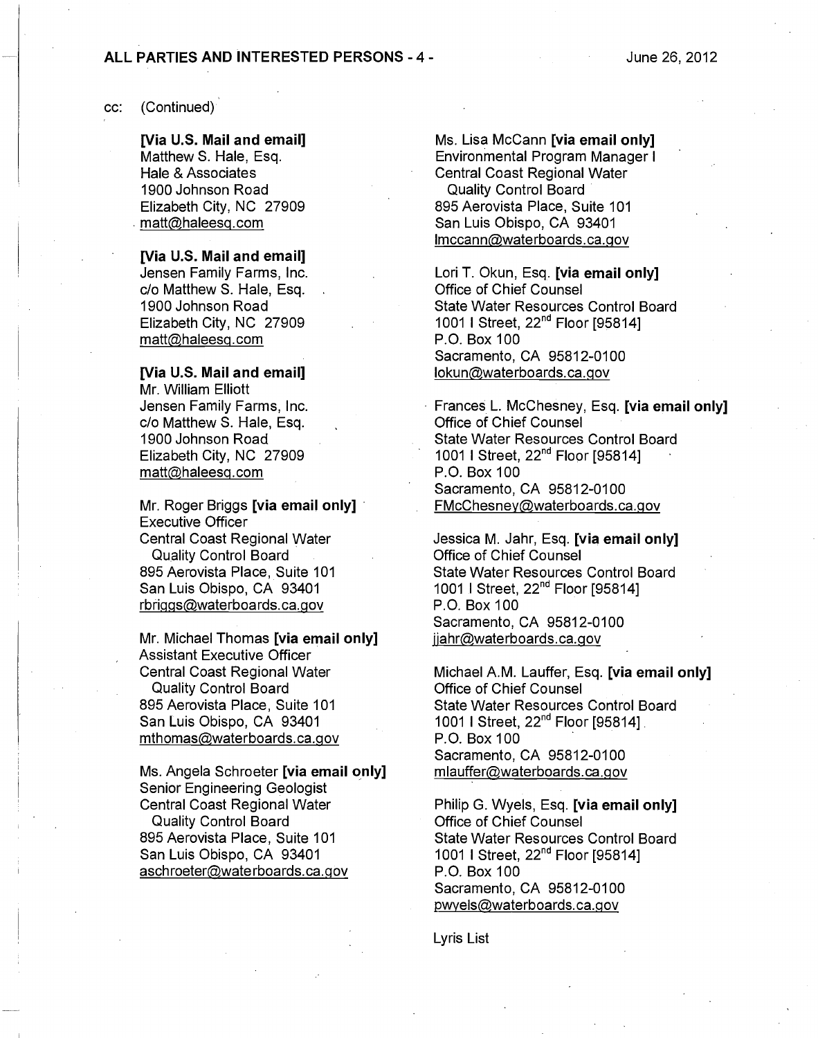cc: (Continued)

**[Via U.S. Mail and email]**
Matthew S. Hale, Esq.
Hale & Associates
1900 Johnson Road
Elizabeth City, NC 27909
matt@haleesq.com

**[Via U.S. Mail and email]**
Jensen Family Farms, Inc.
c/o Matthew S. Hale, Esq.
1900 Johnson Road
Elizabeth City, NC 27909
matt@haleesq.com

**[Via U.S. Mail and email]**
Mr. William Elliott
Jensen Family Farms, Inc.
c/o Matthew S. Hale, Esq.
1900 Johnson Road
Elizabeth City, NC 27909
matt@haleesq.com

Mr. Roger Briggs **[via email only]**
Executive Officer
Central Coast Regional Water Quality Control Board
895 Aerovista Place, Suite 101
San Luis Obispo, CA 93401
rbriggs@waterboards.ca.gov

Mr. Michael Thomas **[via email only]**
Assistant Executive Officer
Central Coast Regional Water Quality Control Board
895 Aerovista Place, Suite 101
San Luis Obispo, CA 93401
mthomas@waterboards.ca.gov

Ms. Angela Schroeter **[via email only]**
Senior Engineering Geologist
Central Coast Regional Water Quality Control Board
895 Aerovista Place, Suite 101
San Luis Obispo, CA 93401
aschroeter@waterboards.ca.gov

Ms. Lisa McCann **[via email only]**
Environmental Program Manager I
Central Coast Regional Water Quality Control Board
895 Aerovista Place, Suite 101
San Luis Obispo, CA 93401
lmccann@waterboards.ca.gov

Lori T. Okun, Esq. **[via email only]**
Office of Chief Counsel
State Water Resources Control Board
1001 I Street, 22nd Floor [95814]
P.O. Box 100
Sacramento, CA 95812-0100
lokun@waterboards.ca.gov

Frances L. McChesney, Esq. **[via email only]**
Office of Chief Counsel
State Water Resources Control Board
1001 I Street, 22nd Floor [95814]
P.O. Box 100
Sacramento, CA 95812-0100
FMcChesney@waterboards.ca.gov

Jessica M. Jahr, Esq. **[via email only]**
Office of Chief Counsel
State Water Resources Control Board
1001 I Street, 22nd Floor [95814]
P.O. Box 100
Sacramento, CA 95812-0100
jjahr@waterboards.ca.gov

Michael A.M. Lauffer, Esq. **[via email only]**
Office of Chief Counsel
State Water Resources Control Board
1001 I Street, 22nd Floor [95814]
P.O. Box 100
Sacramento, CA 95812-0100
mlauffer@waterboards.ca.gov

Philip G. Wyels, Esq. **[via email only]**
Office of Chief Counsel
State Water Resources Control Board
1001 I Street, 22nd Floor [95814]
P.O. Box 100
Sacramento, CA 95812-0100
pwyels@waterboards.ca.gov

Lyris List